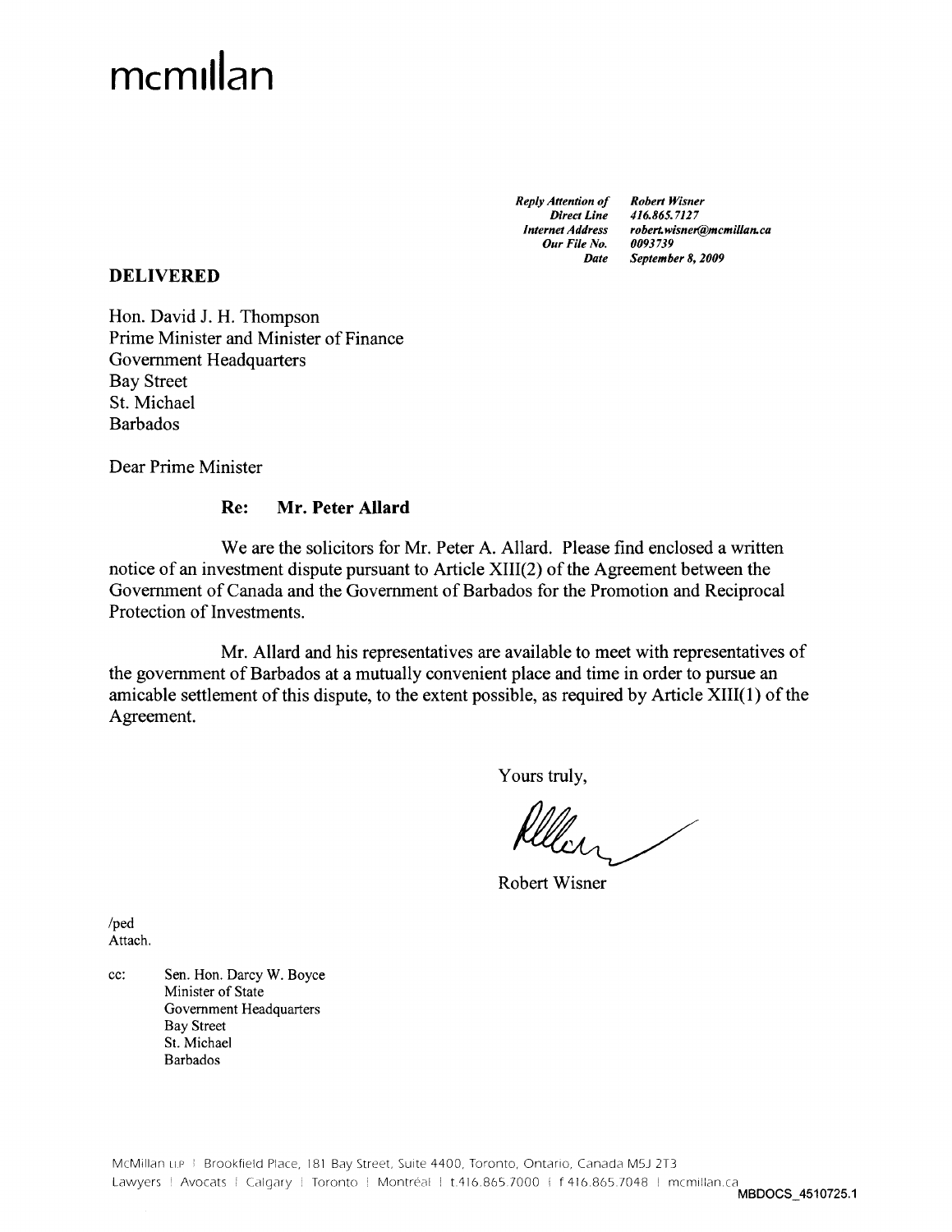# mcmillan

| | |
|---|---|
| *Reply Attention of* | ***Robert Wisner*** |
| *Direct Line* | *416.865.7127* |
| *Internet Address* | *robert.wisner@mcmillan.ca* |
| *Our File No.* | *0093739* |
| *Date* | *September 8, 2009* |

**DELIVERED**

Hon. David J. H. Thompson
Prime Minister and Minister of Finance
Government Headquarters
Bay Street
St. Michael
Barbados

Dear Prime Minister

**Re: Mr. Peter Allard**

We are the solicitors for Mr. Peter A. Allard. Please find enclosed a written notice of an investment dispute pursuant to Article XIII(2) of the Agreement between the Government of Canada and the Government of Barbados for the Promotion and Reciprocal Protection of Investments.

Mr. Allard and his representatives are available to meet with representatives of the government of Barbados at a mutually convenient place and time in order to pursue an amicable settlement of this dispute, to the extent possible, as required by Article XIII(1) of the Agreement.

Yours truly,

Robert Wisner

/ped
Attach.

cc: Sen. Hon. Darcy W. Boyce
Minister of State
Government Headquarters
Bay Street
St. Michael
Barbados

McMillan LLP | Brookfield Place, 181 Bay Street, Suite 4400, Toronto, Ontario, Canada M5J 2T3
Lawyers | Avocats | Calgary | Toronto | Montréal | t.416.865.7000 | f 416.865.7048 | mcmillan.ca

MBDOCS_4510725.1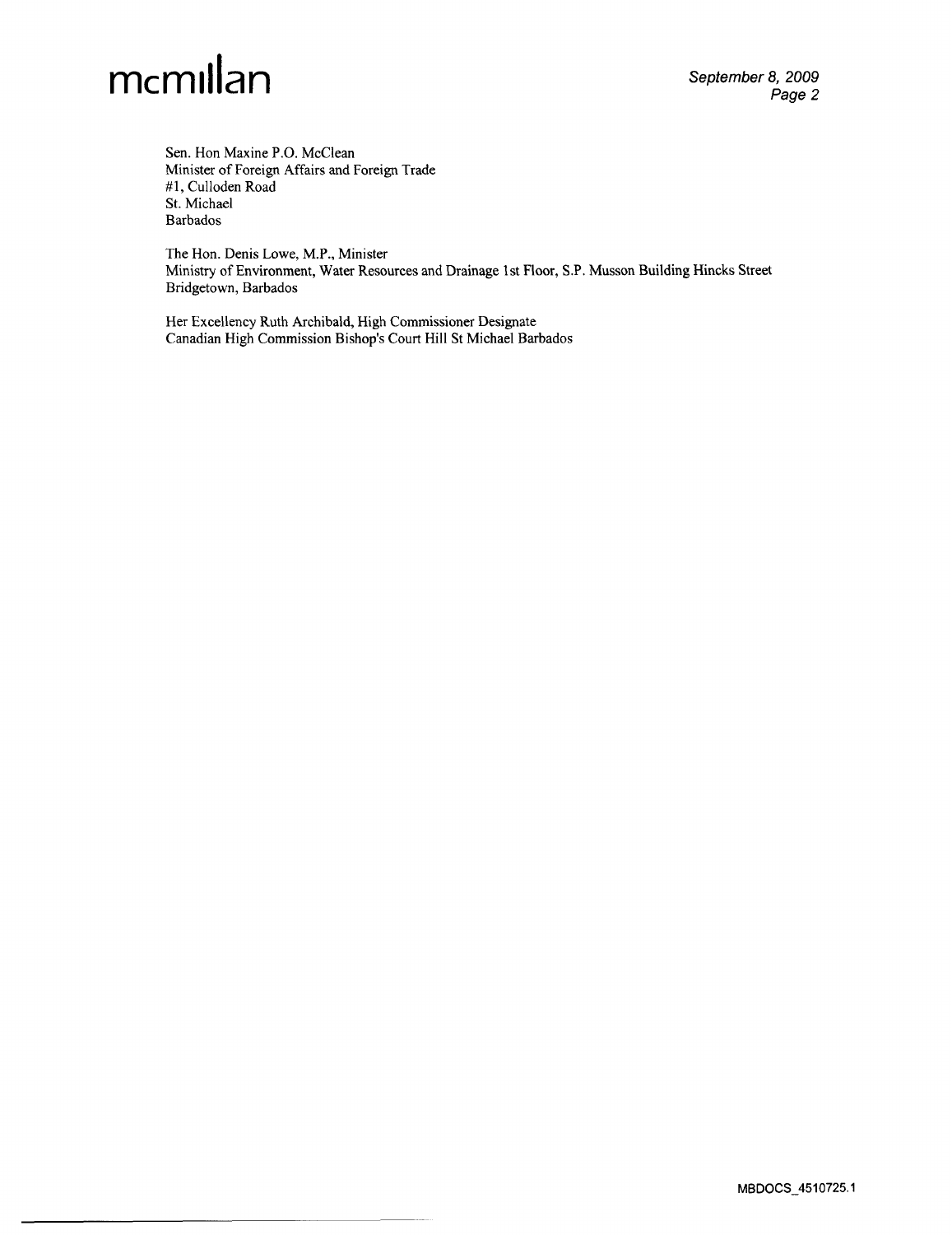Sen. Hon Maxine P.O. McClean
Minister of Foreign Affairs and Foreign Trade
#1, Culloden Road
St. Michael
Barbados

The Hon. Denis Lowe, M.P., Minister
Ministry of Environment, Water Resources and Drainage 1st Floor, S.P. Musson Building Hincks Street
Bridgetown, Barbados

Her Excellency Ruth Archibald, High Commissioner Designate
Canadian High Commission Bishop's Court Hill St Michael Barbados

MBDOCS_4510725.1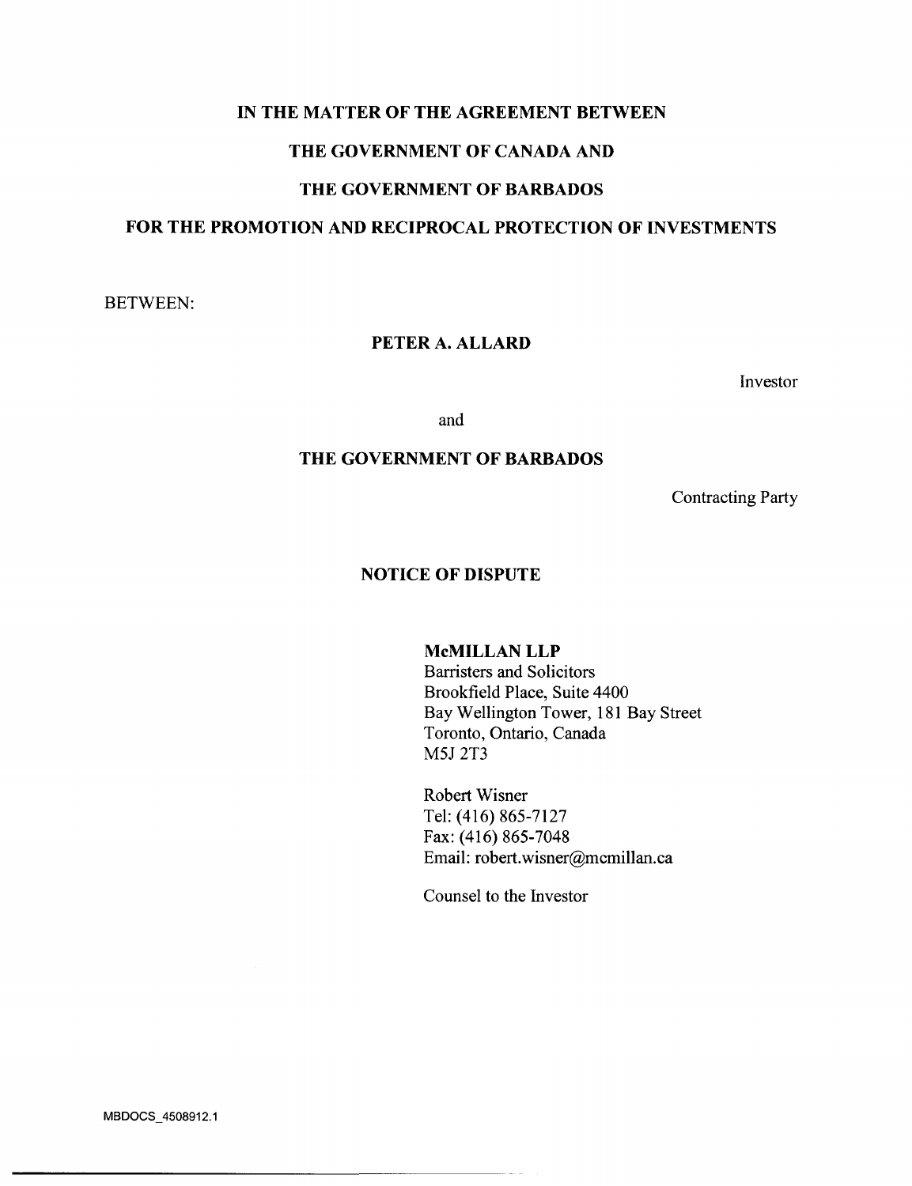**IN THE MATTER OF THE AGREEMENT BETWEEN**

**THE GOVERNMENT OF CANADA AND**

**THE GOVERNMENT OF BARBADOS**

**FOR THE PROMOTION AND RECIPROCAL PROTECTION OF INVESTMENTS**

BETWEEN:

**PETER A. ALLARD**

Investor

and

**THE GOVERNMENT OF BARBADOS**

Contracting Party

# NOTICE OF DISPUTE

**McMILLAN LLP**
Barristers and Solicitors
Brookfield Place, Suite 4400
Bay Wellington Tower, 181 Bay Street
Toronto, Ontario, Canada
M5J 2T3

Robert Wisner
Tel: (416) 865-7127
Fax: (416) 865-7048
Email: robert.wisner@mcmillan.ca

Counsel to the Investor

MBDOCS_4508912.1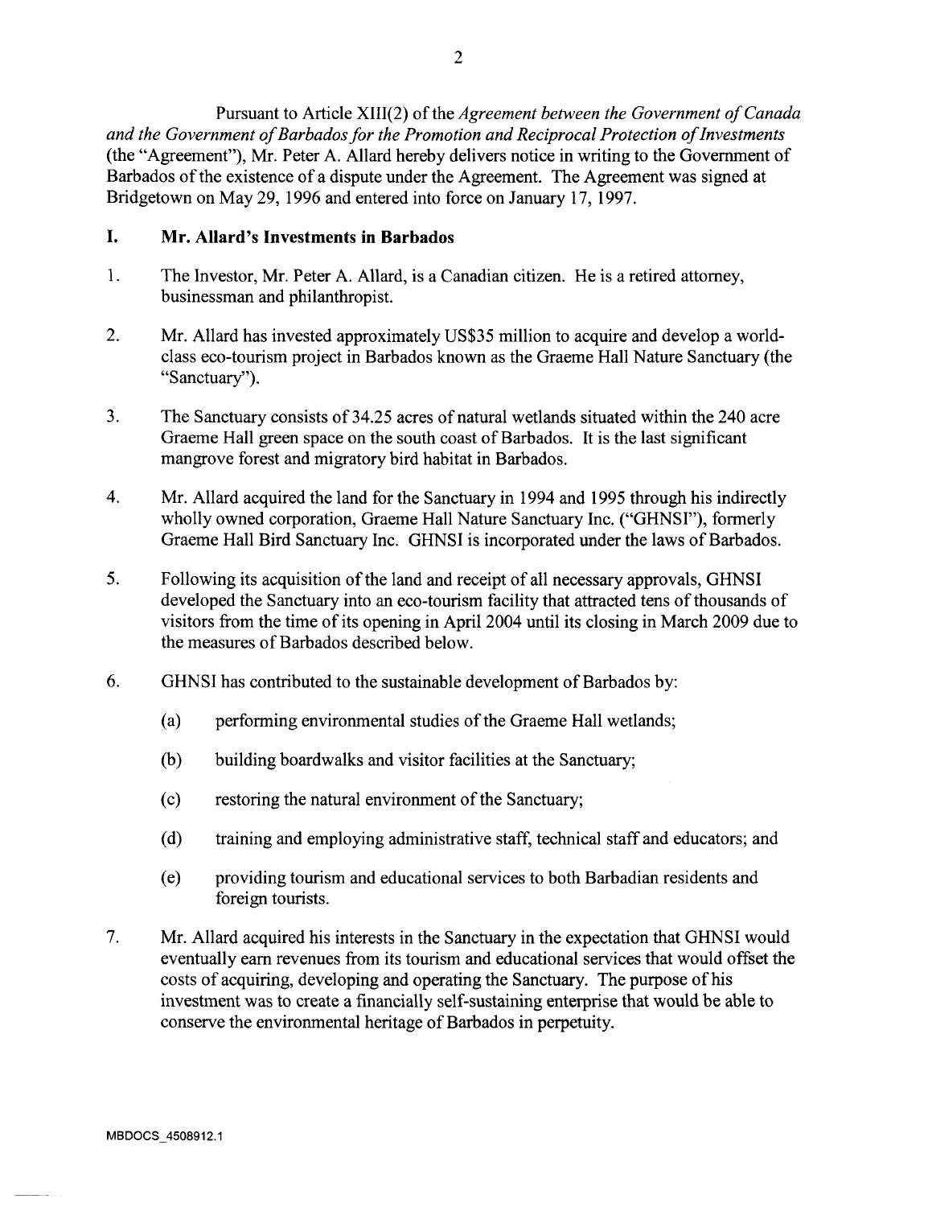Pursuant to Article XIII(2) of the *Agreement between the Government of Canada and the Government of Barbados for the Promotion and Reciprocal Protection of Investments* (the "Agreement"), Mr. Peter A. Allard hereby delivers notice in writing to the Government of Barbados of the existence of a dispute under the Agreement. The Agreement was signed at Bridgetown on May 29, 1996 and entered into force on January 17, 1997.

## I. Mr. Allard's Investments in Barbados

1. The Investor, Mr. Peter A. Allard, is a Canadian citizen. He is a retired attorney, businessman and philanthropist.

2. Mr. Allard has invested approximately US$35 million to acquire and develop a world-class eco-tourism project in Barbados known as the Graeme Hall Nature Sanctuary (the "Sanctuary").

3. The Sanctuary consists of 34.25 acres of natural wetlands situated within the 240 acre Graeme Hall green space on the south coast of Barbados. It is the last significant mangrove forest and migratory bird habitat in Barbados.

4. Mr. Allard acquired the land for the Sanctuary in 1994 and 1995 through his indirectly wholly owned corporation, Graeme Hall Nature Sanctuary Inc. ("GHNSI"), formerly Graeme Hall Bird Sanctuary Inc. GHNSI is incorporated under the laws of Barbados.

5. Following its acquisition of the land and receipt of all necessary approvals, GHNSI developed the Sanctuary into an eco-tourism facility that attracted tens of thousands of visitors from the time of its opening in April 2004 until its closing in March 2009 due to the measures of Barbados described below.

6. GHNSI has contributed to the sustainable development of Barbados by:

   (a) performing environmental studies of the Graeme Hall wetlands;

   (b) building boardwalks and visitor facilities at the Sanctuary;

   (c) restoring the natural environment of the Sanctuary;

   (d) training and employing administrative staff, technical staff and educators; and

   (e) providing tourism and educational services to both Barbadian residents and foreign tourists.

7. Mr. Allard acquired his interests in the Sanctuary in the expectation that GHNSI would eventually earn revenues from its tourism and educational services that would offset the costs of acquiring, developing and operating the Sanctuary. The purpose of his investment was to create a financially self-sustaining enterprise that would be able to conserve the environmental heritage of Barbados in perpetuity.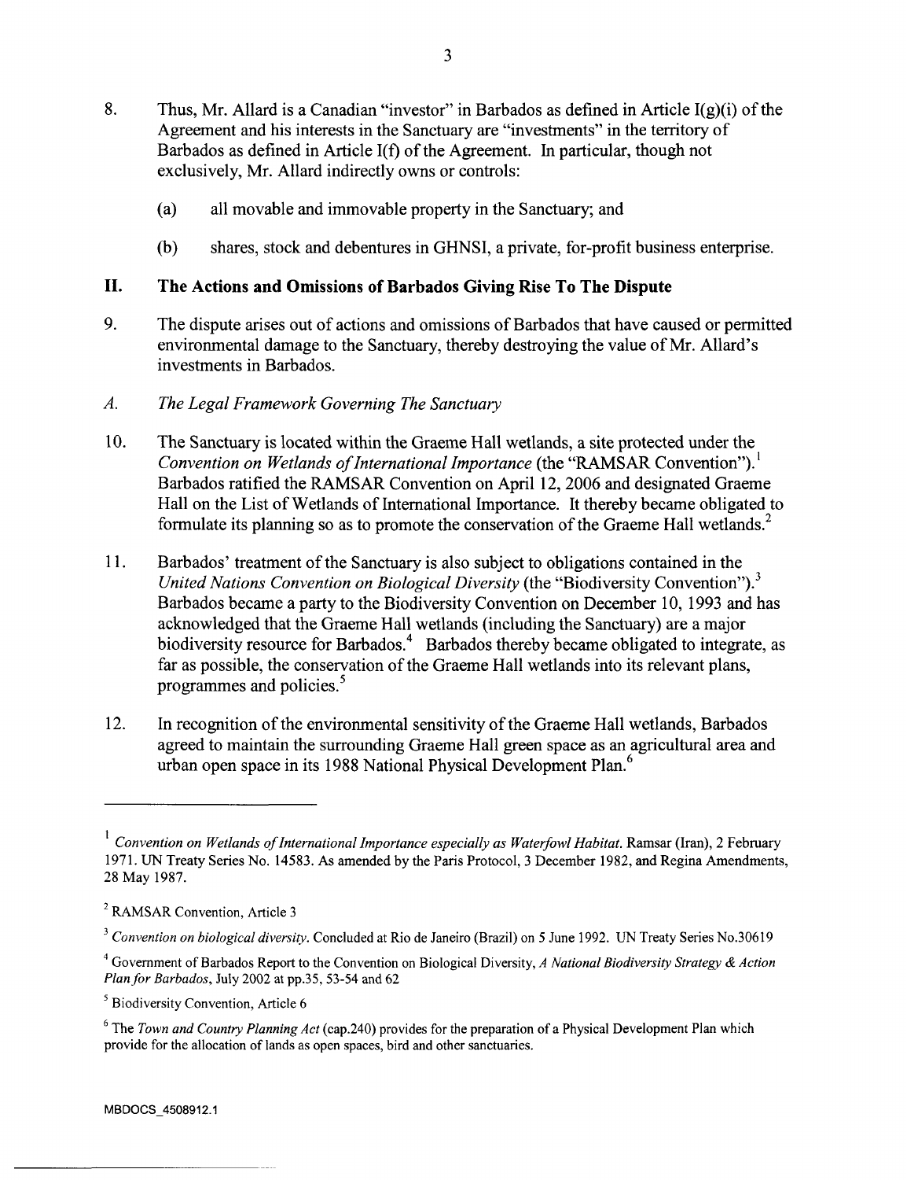8. Thus, Mr. Allard is a Canadian "investor" in Barbados as defined in Article I(g)(i) of the Agreement and his interests in the Sanctuary are "investments" in the territory of Barbados as defined in Article I(f) of the Agreement. In particular, though not exclusively, Mr. Allard indirectly owns or controls:

   (a) all movable and immovable property in the Sanctuary; and

   (b) shares, stock and debentures in GHNSI, a private, for-profit business enterprise.

## II. The Actions and Omissions of Barbados Giving Rise To The Dispute

9. The dispute arises out of actions and omissions of Barbados that have caused or permitted environmental damage to the Sanctuary, thereby destroying the value of Mr. Allard's investments in Barbados.

### *A. The Legal Framework Governing The Sanctuary*

10. The Sanctuary is located within the Graeme Hall wetlands, a site protected under the *Convention on Wetlands of International Importance* (the "RAMSAR Convention").[1] Barbados ratified the RAMSAR Convention on April 12, 2006 and designated Graeme Hall on the List of Wetlands of International Importance. It thereby became obligated to formulate its planning so as to promote the conservation of the Graeme Hall wetlands.[2]

11. Barbados' treatment of the Sanctuary is also subject to obligations contained in the *United Nations Convention on Biological Diversity* (the "Biodiversity Convention").[3] Barbados became a party to the Biodiversity Convention on December 10, 1993 and has acknowledged that the Graeme Hall wetlands (including the Sanctuary) are a major biodiversity resource for Barbados.[4] Barbados thereby became obligated to integrate, as far as possible, the conservation of the Graeme Hall wetlands into its relevant plans, programmes and policies.[5]

12. In recognition of the environmental sensitivity of the Graeme Hall wetlands, Barbados agreed to maintain the surrounding Graeme Hall green space as an agricultural area and urban open space in its 1988 National Physical Development Plan.[6]

---

[1] *Convention on Wetlands of International Importance especially as Waterfowl Habitat.* Ramsar (Iran), 2 February 1971. UN Treaty Series No. 14583. As amended by the Paris Protocol, 3 December 1982, and Regina Amendments, 28 May 1987.

[2] RAMSAR Convention, Article 3

[3] *Convention on biological diversity.* Concluded at Rio de Janeiro (Brazil) on 5 June 1992. UN Treaty Series No.30619

[4] Government of Barbados Report to the Convention on Biological Diversity, *A National Biodiversity Strategy & Action Plan for Barbados*, July 2002 at pp.35, 53-54 and 62

[5] Biodiversity Convention, Article 6

[6] The *Town and Country Planning Act* (cap.240) provides for the preparation of a Physical Development Plan which provide for the allocation of lands as open spaces, bird and other sanctuaries.

MBDOCS_4508912.1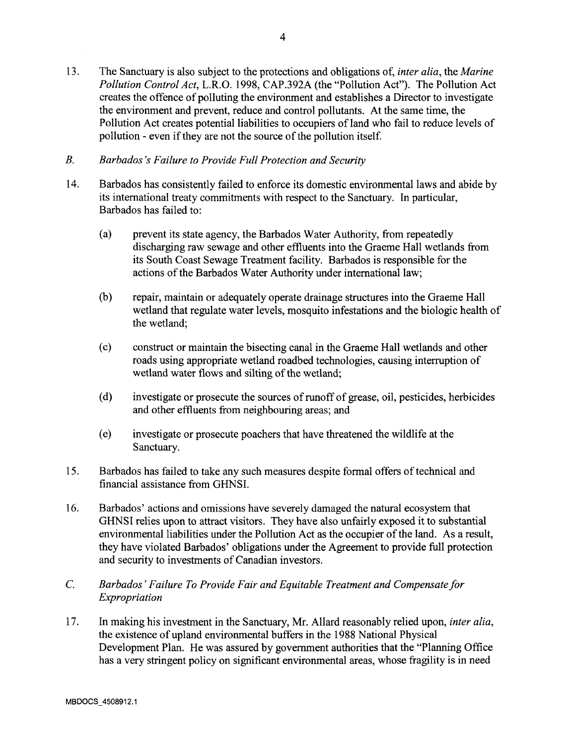13. The Sanctuary is also subject to the protections and obligations of, *inter alia*, the *Marine Pollution Control Act*, L.R.O. 1998, CAP.392A (the "Pollution Act"). The Pollution Act creates the offence of polluting the environment and establishes a Director to investigate the environment and prevent, reduce and control pollutants. At the same time, the Pollution Act creates potential liabilities to occupiers of land who fail to reduce levels of pollution - even if they are not the source of the pollution itself.

*B. Barbados's Failure to Provide Full Protection and Security*

14. Barbados has consistently failed to enforce its domestic environmental laws and abide by its international treaty commitments with respect to the Sanctuary. In particular, Barbados has failed to:

    (a) prevent its state agency, the Barbados Water Authority, from repeatedly discharging raw sewage and other effluents into the Graeme Hall wetlands from its South Coast Sewage Treatment facility. Barbados is responsible for the actions of the Barbados Water Authority under international law;

    (b) repair, maintain or adequately operate drainage structures into the Graeme Hall wetland that regulate water levels, mosquito infestations and the biologic health of the wetland;

    (c) construct or maintain the bisecting canal in the Graeme Hall wetlands and other roads using appropriate wetland roadbed technologies, causing interruption of wetland water flows and silting of the wetland;

    (d) investigate or prosecute the sources of runoff of grease, oil, pesticides, herbicides and other effluents from neighbouring areas; and

    (e) investigate or prosecute poachers that have threatened the wildlife at the Sanctuary.

15. Barbados has failed to take any such measures despite formal offers of technical and financial assistance from GHNSI.

16. Barbados' actions and omissions have severely damaged the natural ecosystem that GHNSI relies upon to attract visitors. They have also unfairly exposed it to substantial environmental liabilities under the Pollution Act as the occupier of the land. As a result, they have violated Barbados' obligations under the Agreement to provide full protection and security to investments of Canadian investors.

*C. Barbados' Failure To Provide Fair and Equitable Treatment and Compensate for Expropriation*

17. In making his investment in the Sanctuary, Mr. Allard reasonably relied upon, *inter alia*, the existence of upland environmental buffers in the 1988 National Physical Development Plan. He was assured by government authorities that the "Planning Office has a very stringent policy on significant environmental areas, whose fragility is in need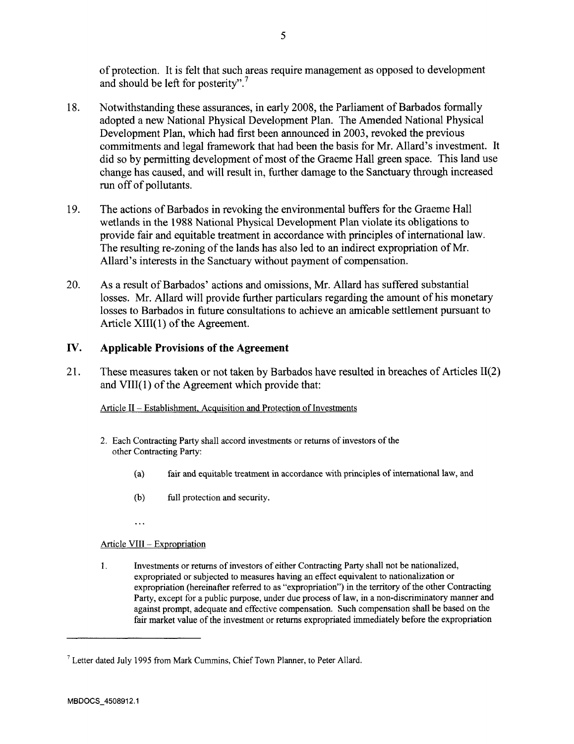of protection. It is felt that such areas require management as opposed to development and should be left for posterity".[7]

18. Notwithstanding these assurances, in early 2008, the Parliament of Barbados formally adopted a new National Physical Development Plan. The Amended National Physical Development Plan, which had first been announced in 2003, revoked the previous commitments and legal framework that had been the basis for Mr. Allard's investment. It did so by permitting development of most of the Graeme Hall green space. This land use change has caused, and will result in, further damage to the Sanctuary through increased run off of pollutants.

19. The actions of Barbados in revoking the environmental buffers for the Graeme Hall wetlands in the 1988 National Physical Development Plan violate its obligations to provide fair and equitable treatment in accordance with principles of international law. The resulting re-zoning of the lands has also led to an indirect expropriation of Mr. Allard's interests in the Sanctuary without payment of compensation.

20. As a result of Barbados' actions and omissions, Mr. Allard has suffered substantial losses. Mr. Allard will provide further particulars regarding the amount of his monetary losses to Barbados in future consultations to achieve an amicable settlement pursuant to Article XIII(1) of the Agreement.

## IV. Applicable Provisions of the Agreement

21. These measures taken or not taken by Barbados have resulted in breaches of Articles II(2) and VIII(1) of the Agreement which provide that:

Article II – Establishment, Acquisition and Protection of Investments

> 2. Each Contracting Party shall accord investments or returns of investors of the other Contracting Party:
>
> (a) fair and equitable treatment in accordance with principles of international law, and
>
> (b) full protection and security.
>
> ...

Article VIII – Expropriation

> 1. Investments or returns of investors of either Contracting Party shall not be nationalized, expropriated or subjected to measures having an effect equivalent to nationalization or expropriation (hereinafter referred to as "expropriation") in the territory of the other Contracting Party, except for a public purpose, under due process of law, in a non-discriminatory manner and against prompt, adequate and effective compensation. Such compensation shall be based on the fair market value of the investment or returns expropriated immediately before the expropriation

[7] Letter dated July 1995 from Mark Cummins, Chief Town Planner, to Peter Allard.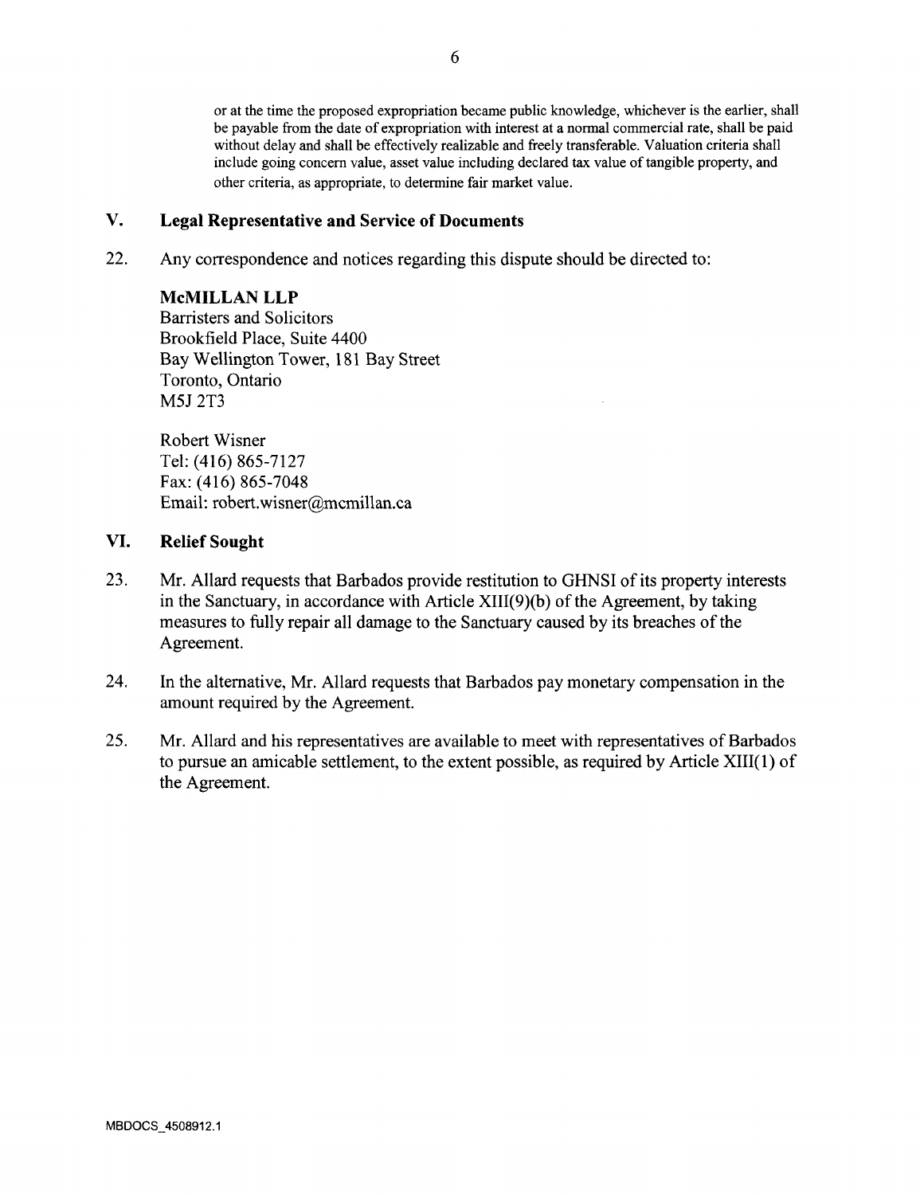or at the time the proposed expropriation became public knowledge, whichever is the earlier, shall be payable from the date of expropriation with interest at a normal commercial rate, shall be paid without delay and shall be effectively realizable and freely transferable. Valuation criteria shall include going concern value, asset value including declared tax value of tangible property, and other criteria, as appropriate, to determine fair market value.

## V. Legal Representative and Service of Documents

22. Any correspondence and notices regarding this dispute should be directed to:

**McMILLAN LLP**
Barristers and Solicitors
Brookfield Place, Suite 4400
Bay Wellington Tower, 181 Bay Street
Toronto, Ontario
M5J 2T3

Robert Wisner
Tel: (416) 865-7127
Fax: (416) 865-7048
Email: robert.wisner@mcmillan.ca

## VI. Relief Sought

23. Mr. Allard requests that Barbados provide restitution to GHNSI of its property interests in the Sanctuary, in accordance with Article XIII(9)(b) of the Agreement, by taking measures to fully repair all damage to the Sanctuary caused by its breaches of the Agreement.

24. In the alternative, Mr. Allard requests that Barbados pay monetary compensation in the amount required by the Agreement.

25. Mr. Allard and his representatives are available to meet with representatives of Barbados to pursue an amicable settlement, to the extent possible, as required by Article XIII(1) of the Agreement.

MBDOCS_4508912.1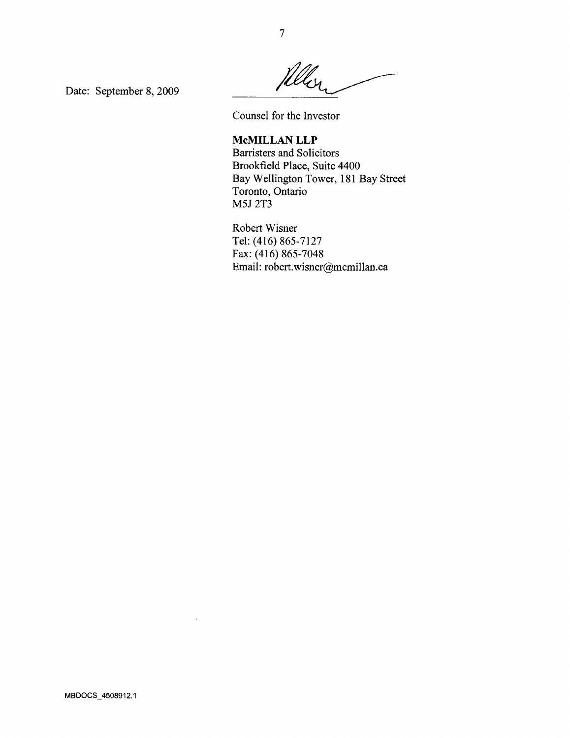Date: September 8, 2009

Counsel for the Investor

**McMILLAN LLP**
Barristers and Solicitors
Brookfield Place, Suite 4400
Bay Wellington Tower, 181 Bay Street
Toronto, Ontario
M5J 2T3

Robert Wisner
Tel: (416) 865-7127
Fax: (416) 865-7048
Email: robert.wisner@mcmillan.ca

MBDOCS_4508912.1